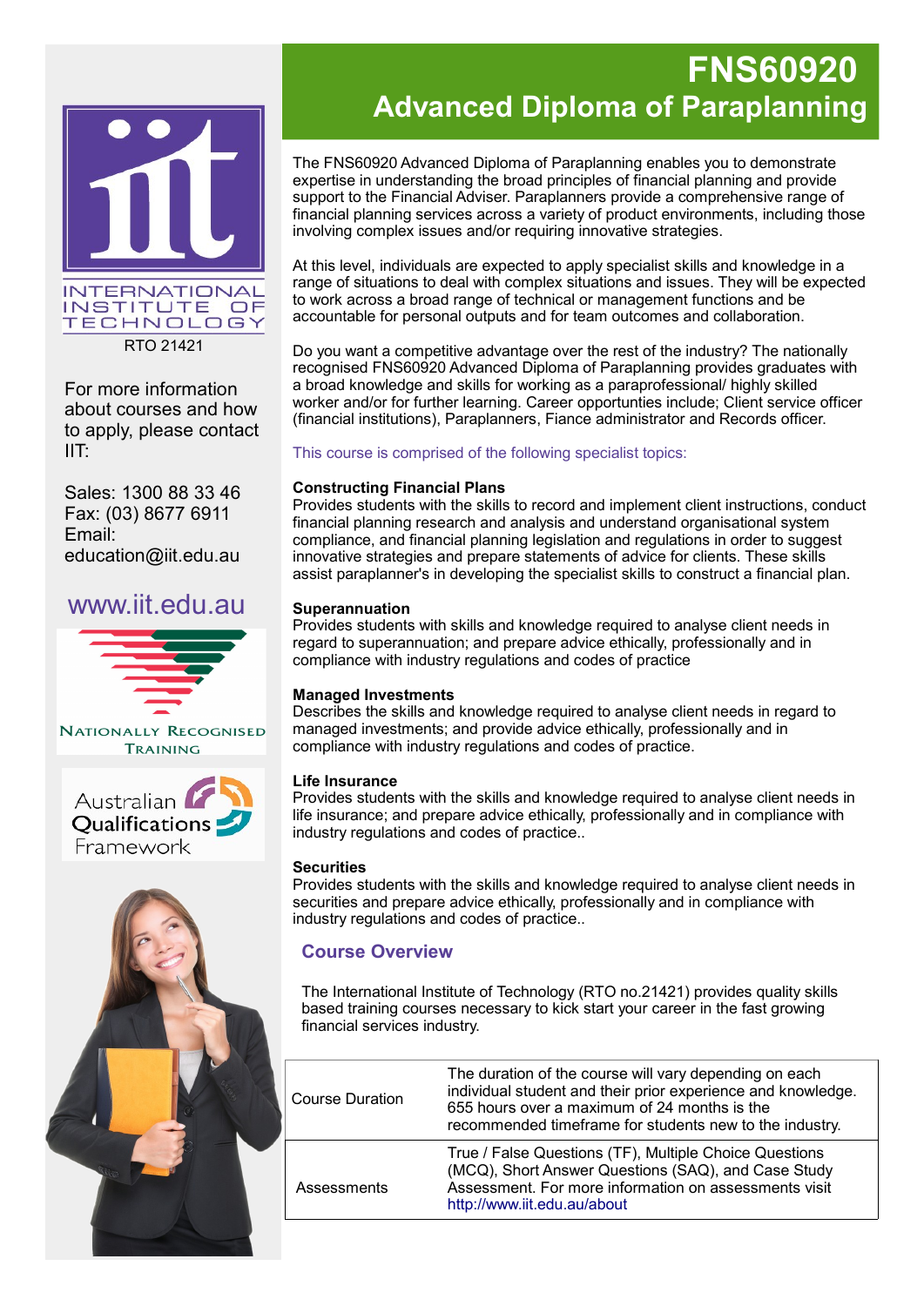# FNS60920 Advanced Diploma of Paraplanning

INTERNATIONAL INSTITUTE OF TECHNOLOGY

RTO 21421

For more information about courses and how to apply, please contact IIT:

Sales: 1300 88 33 46
Fax: (03) 8677 6911
Email: education@iit.edu.au

www.iit.edu.au

NATIONALLY RECOGNISED TRAINING

Australian Qualifications Framework

The FNS60920 Advanced Diploma of Paraplanning enables you to demonstrate expertise in understanding the broad principles of financial planning and provide support to the Financial Adviser. Paraplanners provide a comprehensive range of financial planning services across a variety of product environments, including those involving complex issues and/or requiring innovative strategies.

At this level, individuals are expected to apply specialist skills and knowledge in a range of situations to deal with complex situations and issues. They will be expected to work across a broad range of technical or management functions and be accountable for personal outputs and for team outcomes and collaboration.

Do you want a competitive advantage over the rest of the industry? The nationally recognised FNS60920 Advanced Diploma of Paraplanning provides graduates with a broad knowledge and skills for working as a paraprofessional/ highly skilled worker and/or for further learning. Career opportunities include; Client service officer (financial institutions), Paraplanners, Fiance administrator and Records officer.

This course is comprised of the following specialist topics:

**Constructing Financial Plans**
Provides students with the skills to record and implement client instructions, conduct financial planning research and analysis and understand organisational system compliance, and financial planning legislation and regulations in order to suggest innovative strategies and prepare statements of advice for clients. These skills assist paraplanner's in developing the specialist skills to construct a financial plan.

**Superannuation**
Provides students with skills and knowledge required to analyse client needs in regard to superannuation; and prepare advice ethically, professionally and in compliance with industry regulations and codes of practice

**Managed Investments**
Describes the skills and knowledge required to analyse client needs in regard to managed investments; and provide advice ethically, professionally and in compliance with industry regulations and codes of practice.

**Life Insurance**
Provides students with the skills and knowledge required to analyse client needs in life insurance; and prepare advice ethically, professionally and in compliance with industry regulations and codes of practice..

**Securities**
Provides students with the skills and knowledge required to analyse client needs in securities and prepare advice ethically, professionally and in compliance with industry regulations and codes of practice..

## Course Overview

The International Institute of Technology (RTO no.21421) provides quality skills based training courses necessary to kick start your career in the fast growing financial services industry.

| | |
|---|---|
| Course Duration | The duration of the course will vary depending on each individual student and their prior experience and knowledge. 655 hours over a maximum of 24 months is the recommended timeframe for students new to the industry. |
| Assessments | True / False Questions (TF), Multiple Choice Questions (MCQ), Short Answer Questions (SAQ), and Case Study Assessment. For more information on assessments visit http://www.iit.edu.au/about |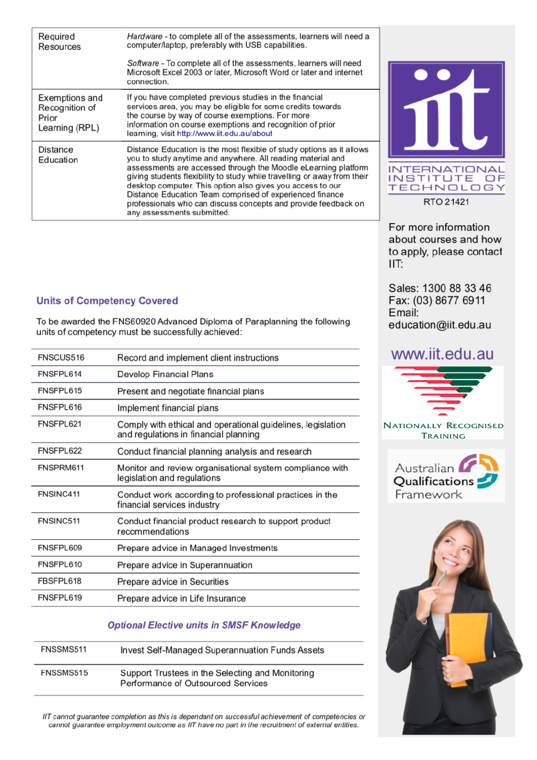| | |
|---|---|
| Required Resources | *Hardware* - to complete all of the assessments, learners will need a computer/laptop, preferably with USB capabilities.<br><br>*Software* - To complete all of the assessments, learners will need Microsoft Excel 2003 or later, Microsoft Word or later and internet connection. |
| Exemptions and Recognition of Prior Learning (RPL) | If you have completed previous studies in the financial services area, you may be eligible for some credits towards the course by way of course exemptions. For more information on course exemptions and recognition of prior learning, visit http://www.iit.edu.au/about |
| Distance Education | Distance Education is the most flexible of study options as it allows you to study anytime and anywhere. All reading material and assessments are accessed through the Moodle eLearning platform giving students flexibility to study while travelling or away from their desktop computer. This option also gives you access to our Distance Education Team comprised of experienced finance professionals who can discuss concepts and provide feedback on any assessments submitted. |

INTERNATIONAL INSTITUTE OF TECHNOLOGY

RTO 21421

For more information about courses and how to apply, please contact IIT:

Sales: 1300 88 33 46
Fax: (03) 8677 6911
Email: education@iit.edu.au

www.iit.edu.au

NATIONALLY RECOGNISED TRAINING

Australian Qualifications Framework

## Units of Competency Covered

To be awarded the FNS60920 Advanced Diploma of Paraplanning the following units of competency must be successfully achieved:

| | |
|---|---|
| FNSCUS516 | Record and implement client instructions |
| FNSFPL614 | Develop Financial Plans |
| FNSFPL615 | Present and negotiate financial plans |
| FNSFPL616 | Implement financial plans |
| FNSFPL621 | Comply with ethical and operational guidelines, legislation and regulations in financial planning |
| FNSFPL622 | Conduct financial planning analysis and research |
| FNSPRM611 | Monitor and review organisational system compliance with legislation and regulations |
| FNSINC411 | Conduct work according to professional practices in the financial services industry |
| FNSINC511 | Conduct financial product research to support product recommendations |
| FNSFPL609 | Prepare advice in Managed Investments |
| FNSFPL610 | Prepare advice in Superannuation |
| FBSFPL618 | Prepare advice in Securities |
| FNSFPL619 | Prepare advice in Life Insurance |

### *Optional Elective units in SMSF Knowledge*

| | |
|---|---|
| FNSSMS511 | Invest Self-Managed Superannuation Funds Assets |
| FNSSMS515 | Support Trustees in the Selecting and Monitoring Performance of Outsourced Services |

*IIT cannot guarantee completion as this is dependant on successful achievement of competencies or cannot guarantee employment outcome as IIT have no part in the recruitment of external entities.*